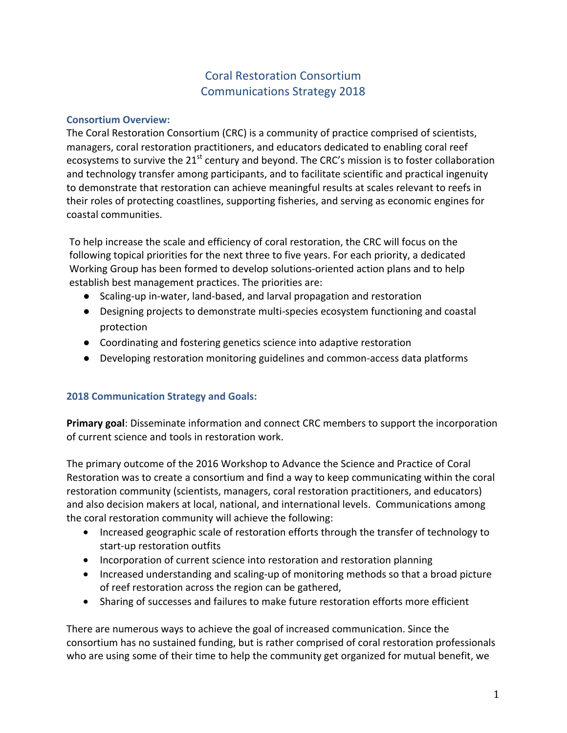# Coral Restoration Consortium
# Communications Strategy 2018

### Consortium Overview:

The Coral Restoration Consortium (CRC) is a community of practice comprised of scientists, managers, coral restoration practitioners, and educators dedicated to enabling coral reef ecosystems to survive the 21st century and beyond. The CRC's mission is to foster collaboration and technology transfer among participants, and to facilitate scientific and practical ingenuity to demonstrate that restoration can achieve meaningful results at scales relevant to reefs in their roles of protecting coastlines, supporting fisheries, and serving as economic engines for coastal communities.

To help increase the scale and efficiency of coral restoration, the CRC will focus on the following topical priorities for the next three to five years. For each priority, a dedicated Working Group has been formed to develop solutions-oriented action plans and to help establish best management practices. The priorities are:

- Scaling-up in-water, land-based, and larval propagation and restoration
- Designing projects to demonstrate multi-species ecosystem functioning and coastal protection
- Coordinating and fostering genetics science into adaptive restoration
- Developing restoration monitoring guidelines and common-access data platforms

### 2018 Communication Strategy and Goals:

**Primary goal**: Disseminate information and connect CRC members to support the incorporation of current science and tools in restoration work.

The primary outcome of the 2016 Workshop to Advance the Science and Practice of Coral Restoration was to create a consortium and find a way to keep communicating within the coral restoration community (scientists, managers, coral restoration practitioners, and educators) and also decision makers at local, national, and international levels. Communications among the coral restoration community will achieve the following:

- Increased geographic scale of restoration efforts through the transfer of technology to start-up restoration outfits
- Incorporation of current science into restoration and restoration planning
- Increased understanding and scaling-up of monitoring methods so that a broad picture of reef restoration across the region can be gathered,
- Sharing of successes and failures to make future restoration efforts more efficient

There are numerous ways to achieve the goal of increased communication. Since the consortium has no sustained funding, but is rather comprised of coral restoration professionals who are using some of their time to help the community get organized for mutual benefit, we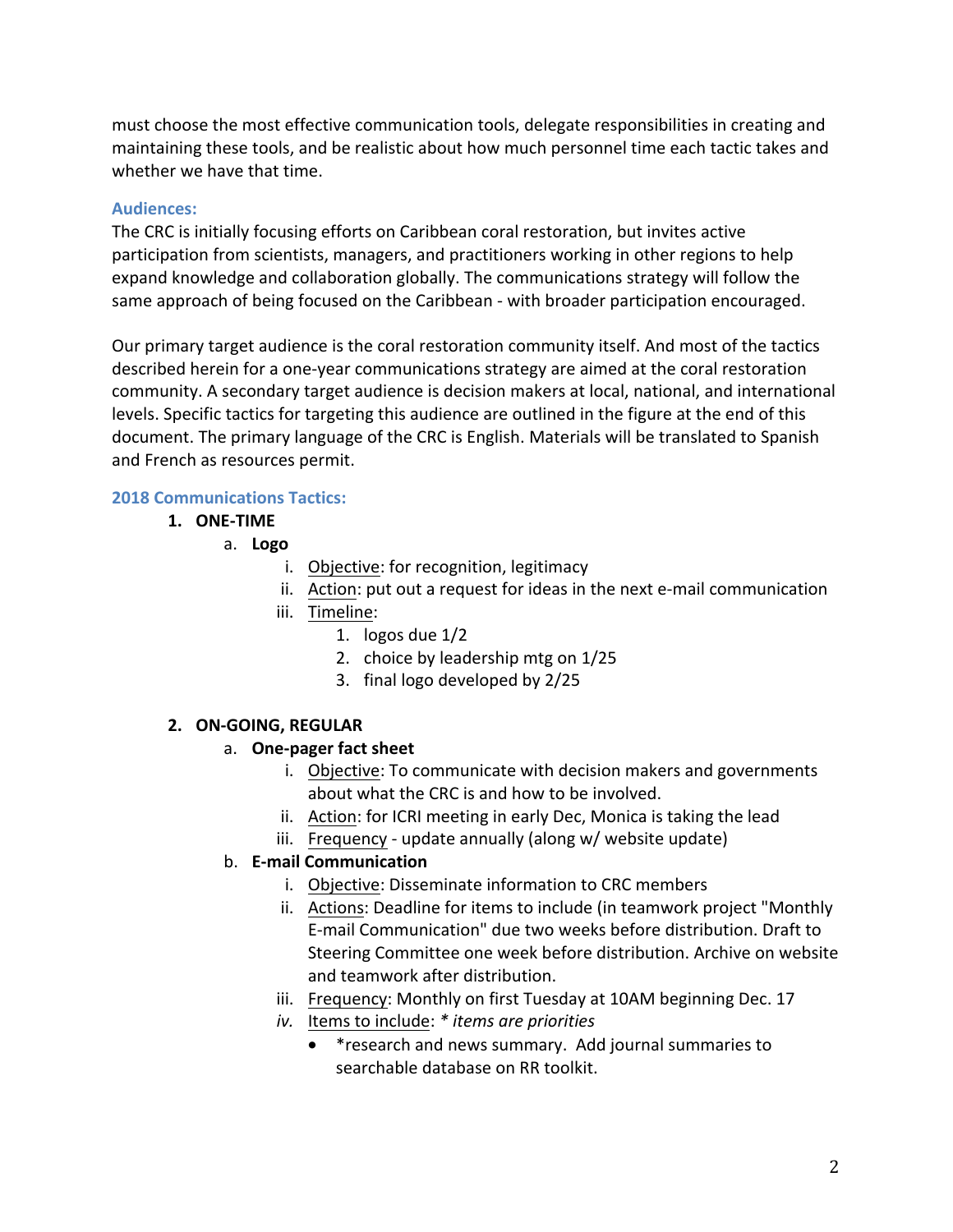must choose the most effective communication tools, delegate responsibilities in creating and maintaining these tools, and be realistic about how much personnel time each tactic takes and whether we have that time.

### Audiences:

The CRC is initially focusing efforts on Caribbean coral restoration, but invites active participation from scientists, managers, and practitioners working in other regions to help expand knowledge and collaboration globally. The communications strategy will follow the same approach of being focused on the Caribbean - with broader participation encouraged.

Our primary target audience is the coral restoration community itself. And most of the tactics described herein for a one-year communications strategy are aimed at the coral restoration community. A secondary target audience is decision makers at local, national, and international levels. Specific tactics for targeting this audience are outlined in the figure at the end of this document. The primary language of the CRC is English. Materials will be translated to Spanish and French as resources permit.

### 2018 Communications Tactics:

1. **ONE-TIME**
   a. **Logo**
      i. <u>Objective</u>: for recognition, legitimacy
      ii. <u>Action</u>: put out a request for ideas in the next e-mail communication
      iii. <u>Timeline</u>:
         1. logos due 1/2
         2. choice by leadership mtg on 1/25
         3. final logo developed by 2/25

2. **ON-GOING, REGULAR**
   a. **One-pager fact sheet**
      i. <u>Objective</u>: To communicate with decision makers and governments about what the CRC is and how to be involved.
      ii. <u>Action</u>: for ICRI meeting in early Dec, Monica is taking the lead
      iii. <u>Frequency</u> - update annually (along w/ website update)

   b. **E-mail Communication**
      i. <u>Objective</u>: Disseminate information to CRC members
      ii. <u>Actions</u>: Deadline for items to include (in teamwork project "Monthly E-mail Communication" due two weeks before distribution. Draft to Steering Committee one week before distribution. Archive on website and teamwork after distribution.
      iii. <u>Frequency</u>: Monthly on first Tuesday at 10AM beginning Dec. 17
      *iv.* <u>Items to include</u>: *\* items are priorities*
         - *research and news summary.  Add journal summaries to searchable database on RR toolkit.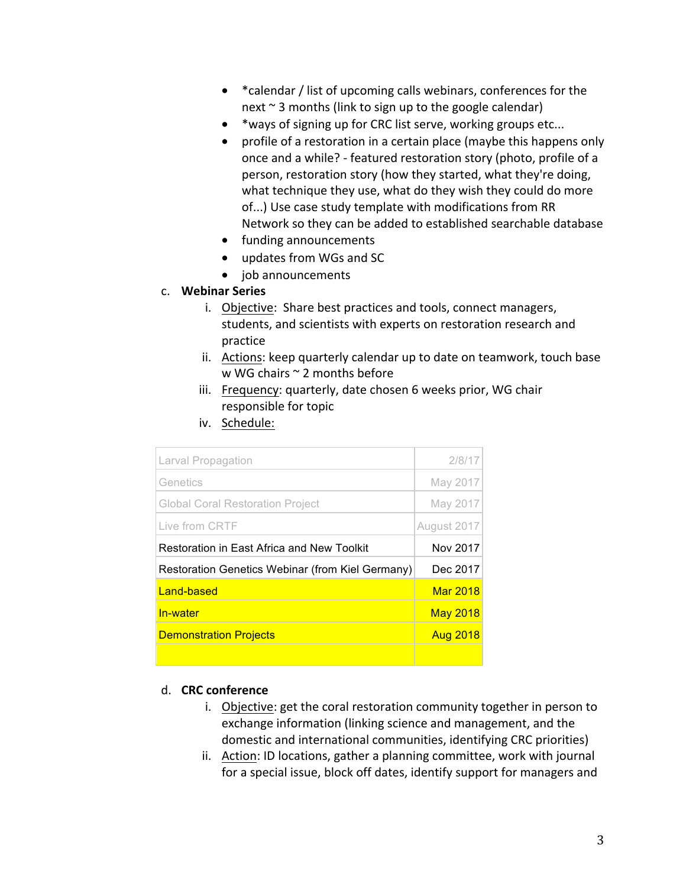- *calendar / list of upcoming calls webinars, conferences for the next ~ 3 months (link to sign up to the google calendar)
- *ways of signing up for CRC list serve, working groups etc...
- profile of a restoration in a certain place (maybe this happens only once and a while? - featured restoration story (photo, profile of a person, restoration story (how they started, what they're doing, what technique they use, what do they wish they could do more of...) Use case study template with modifications from RR Network so they can be added to established searchable database
- funding announcements
- updates from WGs and SC
- job announcements

c. **Webinar Series**

   i. Objective: Share best practices and tools, connect managers, students, and scientists with experts on restoration research and practice

   ii. Actions: keep quarterly calendar up to date on teamwork, touch base w WG chairs ~ 2 months before

   iii. Frequency: quarterly, date chosen 6 weeks prior, WG chair responsible for topic

   iv. Schedule:

| | |
|---|---|
| Larval Propagation | 2/8/17 |
| Genetics | May 2017 |
| Global Coral Restoration Project | May 2017 |
| Live from CRTF | August 2017 |
| Restoration in East Africa and New Toolkit | Nov 2017 |
| Restoration Genetics Webinar (from Kiel Germany) | Dec 2017 |
| Land-based | Mar 2018 |
| In-water | May 2018 |
| Demonstration Projects | Aug 2018 |
| | |

d. **CRC conference**

   i. Objective: get the coral restoration community together in person to exchange information (linking science and management, and the domestic and international communities, identifying CRC priorities)

   ii. Action: ID locations, gather a planning committee, work with journal for a special issue, block off dates, identify support for managers and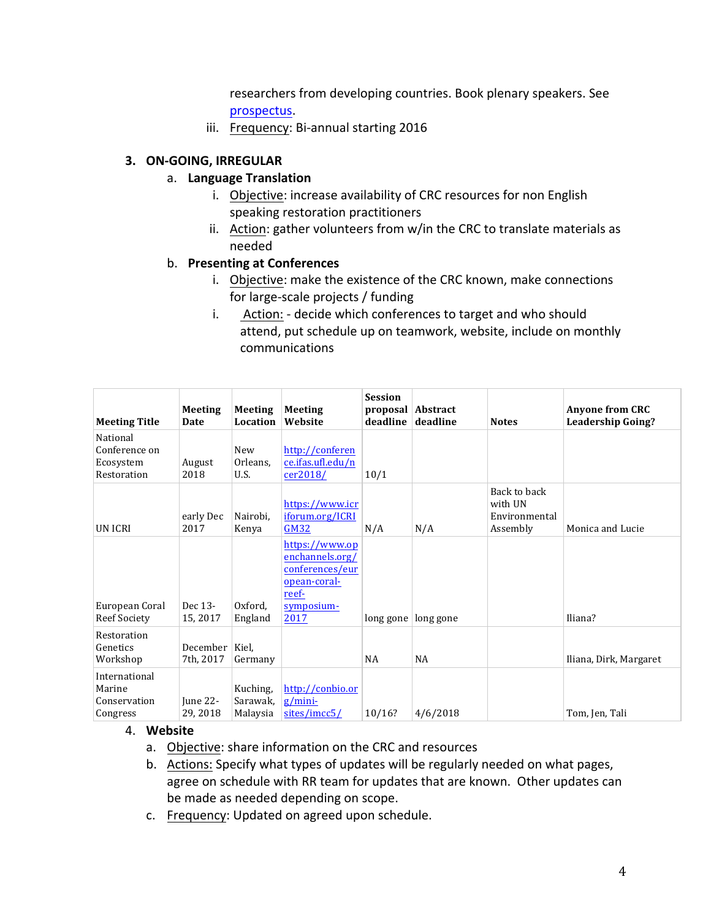researchers from developing countries. Book plenary speakers. See [prospectus](prospectus).

iii. Frequency: Bi-annual starting 2016

### 3. ON-GOING, IRREGULAR

a. **Language Translation**

i. Objective: increase availability of CRC resources for non English speaking restoration practitioners

ii. Action: gather volunteers from w/in the CRC to translate materials as needed

b. **Presenting at Conferences**

i. Objective: make the existence of the CRC known, make connections for large-scale projects / funding

i. Action: - decide which conferences to target and who should attend, put schedule up on teamwork, website, include on monthly communications

| Meeting Title | Meeting Date | Meeting Location | Meeting Website | Session proposal deadline | Abstract deadline | Notes | Anyone from CRC Leadership Going? |
|---|---|---|---|---|---|---|---|
| National Conference on Ecosystem Restoration | August 2018 | New Orleans, U.S. | http://conference.ifas.ufl.edu/ncer2018/ | 10/1 | | | |
| UN ICRI | early Dec 2017 | Nairobi, Kenya | https://www.icriforum.org/ICRIGM32 | N/A | N/A | Back to back with UN Environmental Assembly | Monica and Lucie |
| European Coral Reef Society | Dec 13-15, 2017 | Oxford, England | https://www.openchannels.org/conferences/european-coral-reef-symposium-2017 | long gone | long gone | | Iliana? |
| Restoration Genetics Workshop | December 7th, 2017 | Kiel, Germany | | NA | NA | | Iliana, Dirk, Margaret |
| International Marine Conservation Congress | June 22-29, 2018 | Kuching, Sarawak, Malaysia | http://conbio.org/mini-sites/imcc5/ | 10/16? | 4/6/2018 | | Tom, Jen, Tali |

### 4. Website

a. Objective: share information on the CRC and resources

b. Actions: Specify what types of updates will be regularly needed on what pages, agree on schedule with RR team for updates that are known. Other updates can be made as needed depending on scope.

c. Frequency: Updated on agreed upon schedule.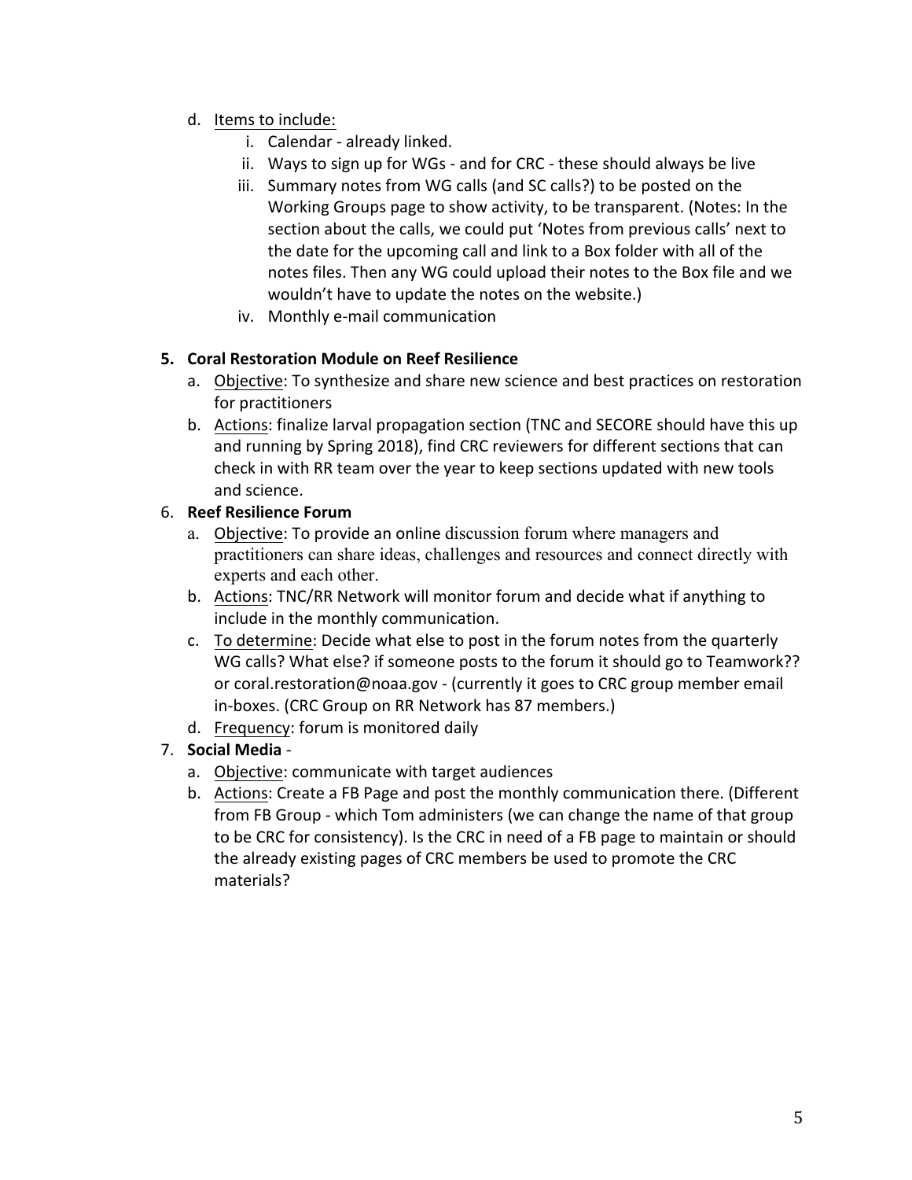d. Items to include:
   i. Calendar - already linked.
   ii. Ways to sign up for WGs - and for CRC - these should always be live
   iii. Summary notes from WG calls (and SC calls?) to be posted on the Working Groups page to show activity, to be transparent. (Notes: In the section about the calls, we could put 'Notes from previous calls' next to the date for the upcoming call and link to a Box folder with all of the notes files. Then any WG could upload their notes to the Box file and we wouldn't have to update the notes on the website.)
   iv. Monthly e-mail communication

5. **Coral Restoration Module on Reef Resilience**
   a. Objective: To synthesize and share new science and best practices on restoration for practitioners
   b. Actions: finalize larval propagation section (TNC and SECORE should have this up and running by Spring 2018), find CRC reviewers for different sections that can check in with RR team over the year to keep sections updated with new tools and science.

6. **Reef Resilience Forum**
   a. Objective: To provide an online discussion forum where managers and practitioners can share ideas, challenges and resources and connect directly with experts and each other.
   b. Actions: TNC/RR Network will monitor forum and decide what if anything to include in the monthly communication.
   c. To determine: Decide what else to post in the forum notes from the quarterly WG calls? What else? if someone posts to the forum it should go to Teamwork?? or coral.restoration@noaa.gov - (currently it goes to CRC group member email in-boxes. (CRC Group on RR Network has 87 members.)
   d. Frequency: forum is monitored daily

7. **Social Media** -
   a. Objective: communicate with target audiences
   b. Actions: Create a FB Page and post the monthly communication there. (Different from FB Group - which Tom administers (we can change the name of that group to be CRC for consistency). Is the CRC in need of a FB page to maintain or should the already existing pages of CRC members be used to promote the CRC materials?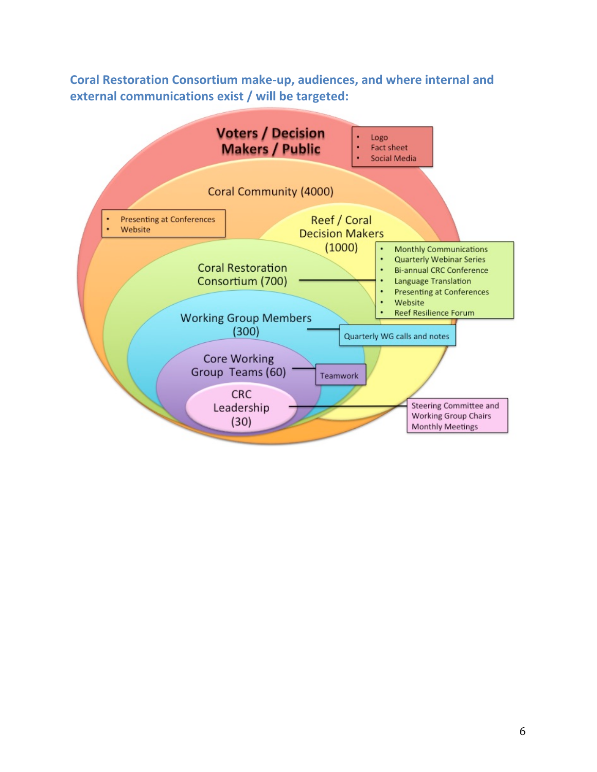## Coral Restoration Consortium make-up, audiences, and where internal and external communications exist / will be targeted:

Voters / Decision Makers / Public

- Logo
- Fact sheet
- Social Media

Coral Community (4000)

- Presenting at Conferences
- Website

Reef / Coral Decision Makers (1000)

Coral Restoration Consortium (700)

- Monthly Communications
- Quarterly Webinar Series
- Bi-annual CRC Conference
- Language Translation
- Presenting at Conferences
- Website
- Reef Resilience Forum

Working Group Members (300)

Quarterly WG calls and notes

Core Working Group Teams (60)

Teamwork

CRC Leadership (30)

Steering Committee and Working Group Chairs Monthly Meetings